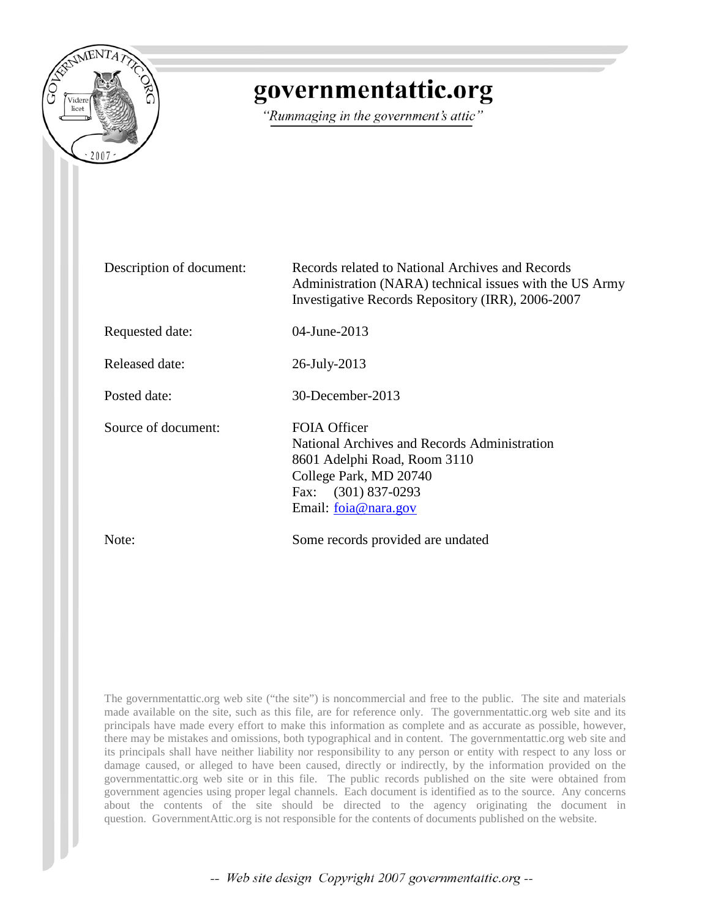# governmentattic.org

*"Rummaging in the government's attic"*

| | |
|---|---|
| Description of document: | Records related to National Archives and Records Administration (NARA) technical issues with the US Army Investigative Records Repository (IRR), 2006-2007 |
| Requested date: | 04-June-2013 |
| Released date: | 26-July-2013 |
| Posted date: | 30-December-2013 |
| Source of document: | FOIA Officer<br>National Archives and Records Administration<br>8601 Adelphi Road, Room 3110<br>College Park, MD 20740<br>Fax: (301) 837-0293<br>Email: foia@nara.gov |
| Note: | Some records provided are undated |

The governmentattic.org web site ("the site") is noncommercial and free to the public. The site and materials made available on the site, such as this file, are for reference only. The governmentattic.org web site and its principals have made every effort to make this information as complete and as accurate as possible, however, there may be mistakes and omissions, both typographical and in content. The governmentattic.org web site and its principals shall have neither liability nor responsibility to any person or entity with respect to any loss or damage caused, or alleged to have been caused, directly or indirectly, by the information provided on the governmentattic.org web site or in this file. The public records published on the site were obtained from government agencies using proper legal channels. Each document is identified as to the source. Any concerns about the contents of the site should be directed to the agency originating the document in question. GovernmentAttic.org is not responsible for the contents of documents published on the website.

-- Web site design Copyright 2007 governmentattic.org --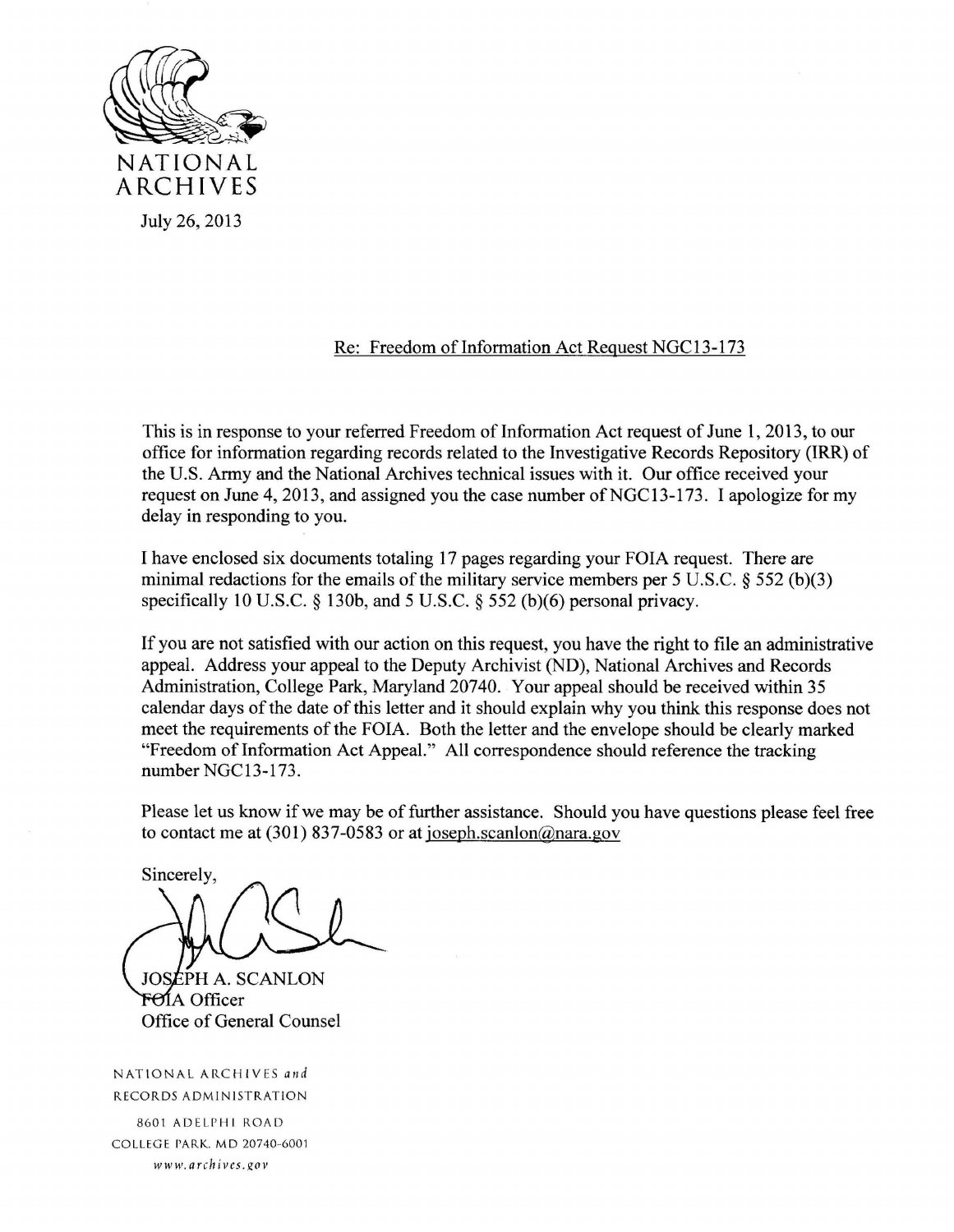NATIONAL
ARCHIVES

July 26, 2013

Re: Freedom of Information Act Request NGC13-173

This is in response to your referred Freedom of Information Act request of June 1, 2013, to our office for information regarding records related to the Investigative Records Repository (IRR) of the U.S. Army and the National Archives technical issues with it. Our office received your request on June 4, 2013, and assigned you the case number of NGC13-173. I apologize for my delay in responding to you.

I have enclosed six documents totaling 17 pages regarding your FOIA request. There are minimal redactions for the emails of the military service members per 5 U.S.C. § 552 (b)(3) specifically 10 U.S.C. § 130b, and 5 U.S.C. § 552 (b)(6) personal privacy.

If you are not satisfied with our action on this request, you have the right to file an administrative appeal. Address your appeal to the Deputy Archivist (ND), National Archives and Records Administration, College Park, Maryland 20740. Your appeal should be received within 35 calendar days of the date of this letter and it should explain why you think this response does not meet the requirements of the FOIA. Both the letter and the envelope should be clearly marked "Freedom of Information Act Appeal." All correspondence should reference the tracking number NGC13-173.

Please let us know if we may be of further assistance. Should you have questions please feel free to contact me at (301) 837-0583 or at joseph.scanlon@nara.gov

Sincerely,

JOSEPH A. SCANLON
FOIA Officer
Office of General Counsel

NATIONAL ARCHIVES *and*
RECORDS ADMINISTRATION

8601 ADELPHI ROAD
COLLEGE PARK, MD 20740-6001
*www.archives.gov*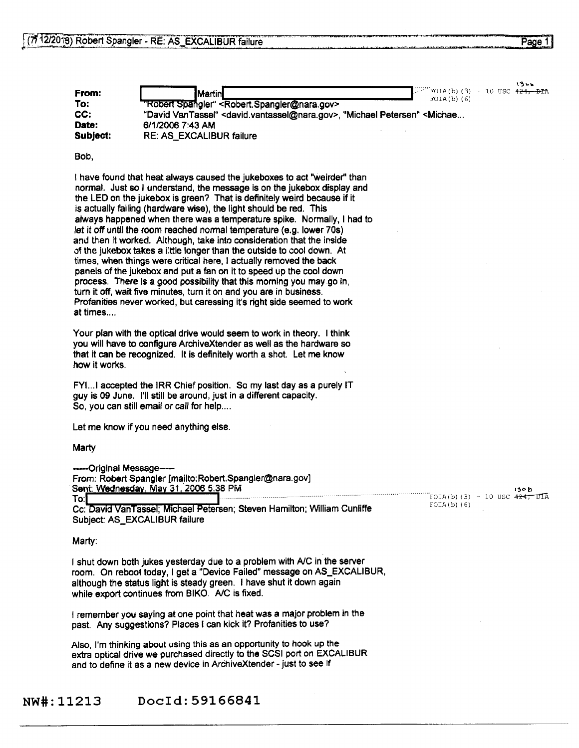From: [REDACTED] Martin [REDACTED] FOIA(b)(3) - 10 USC 424, DIA FOIA(b)(6)
To: "Robert Spangler" <Robert.Spangler@nara.gov>
CC: "David VanTassel" <david.vantassel@nara.gov>, "Michael Petersen" <Michae...
Date: 6/1/2006 7:43 AM
Subject: RE: AS_EXCALIBUR failure

Bob,

I have found that heat always caused the jukeboxes to act "weirder" than normal. Just so I understand, the message is on the jukebox display and the LED on the jukebox is green? That is definitely weird because if it is actually failing (hardware wise), the light should be red. This always happened when there was a temperature spike. Normally, I had to let it off until the room reached normal temperature (e.g. lower 70s) and then it worked. Although, take into consideration that the inside of the jukebox takes a little longer than the outside to cool down. At times, when things were critical here, I actually removed the back panels of the jukebox and put a fan on it to speed up the cool down process. There is a good possibility that this morning you may go in, turn it off, wait five minutes, turn it on and you are in business. Profanities never worked, but caressing it's right side seemed to work at times....

Your plan with the optical drive would seem to work in theory. I think you will have to configure ArchiveXtender as well as the hardware so that it can be recognized. It is definitely worth a shot. Let me know how it works.

FYI...I accepted the IRR Chief position. So my last day as a purely IT guy is 09 June. I'll still be around, just in a different capacity. So, you can still email or call for help....

Let me know if you need anything else.

Marty

-----Original Message-----
From: Robert Spangler [mailto:Robert.Spangler@nara.gov]
Sent: Wednesday, May 31, 2006 5:38 PM
To: [REDACTED] FOIA(b)(3) - 10 USC 424, DIA FOIA(b)(6)
Cc: David VanTassel; Michael Petersen; Steven Hamilton; William Cunliffe
Subject: AS_EXCALIBUR failure

Marty:

I shut down both jukes yesterday due to a problem with A/C in the server room. On reboot today, I get a "Device Failed" message on AS_EXCALIBUR, although the status light is steady green. I have shut it down again while export continues from BIKO. A/C is fixed.

I remember you saying at one point that heat was a major problem in the past. Any suggestions? Places I can kick it? Profanities to use?

Also, I'm thinking about using this as an opportunity to hook up the extra optical drive we purchased directly to the SCSI port on EXCALIBUR and to define it as a new device in ArchiveXtender - just to see if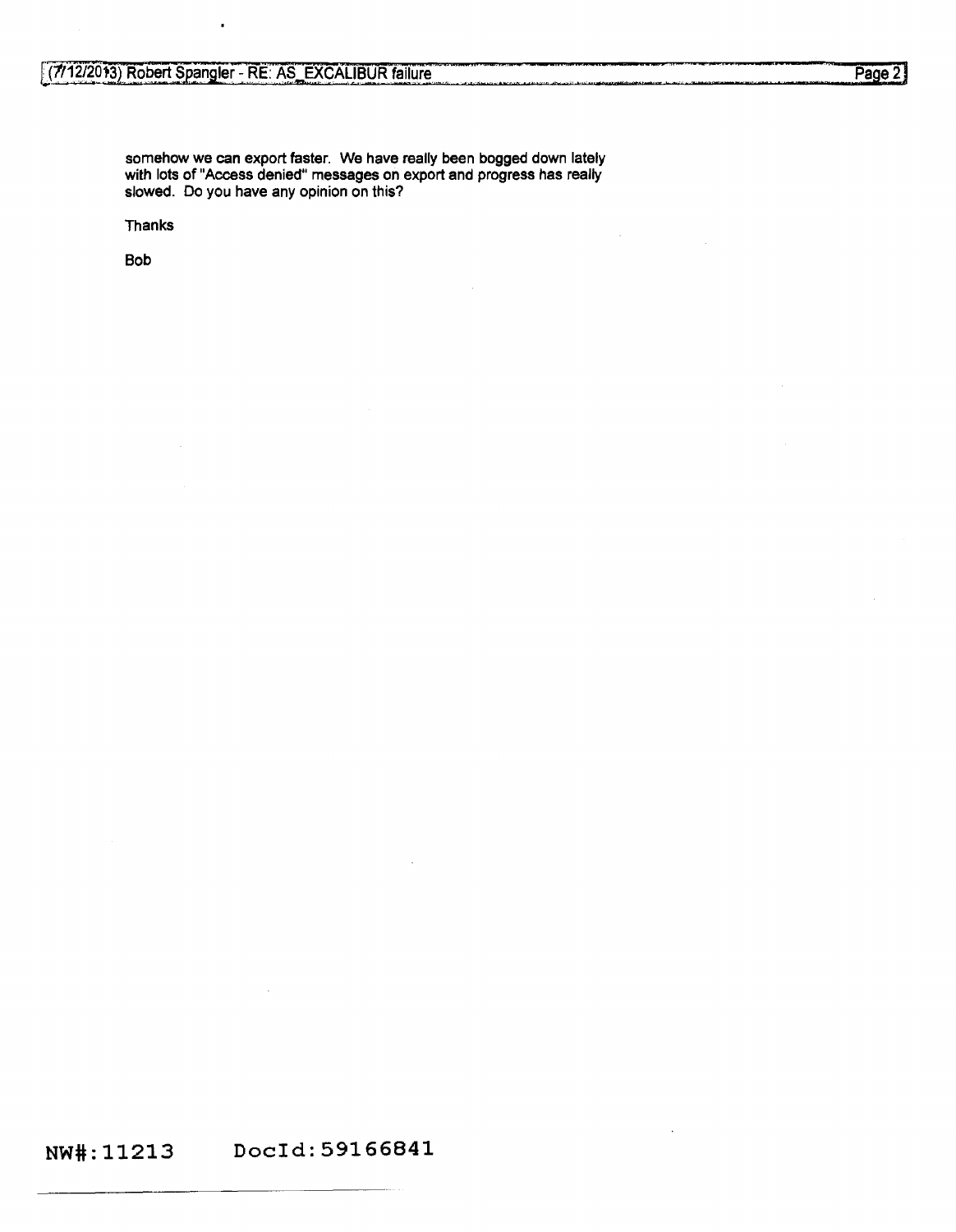somehow we can export faster. We have really been bogged down lately with lots of "Access denied" messages on export and progress has really slowed. Do you have any opinion on this?

Thanks

Bob

NW#: 11213 DocId: 59166841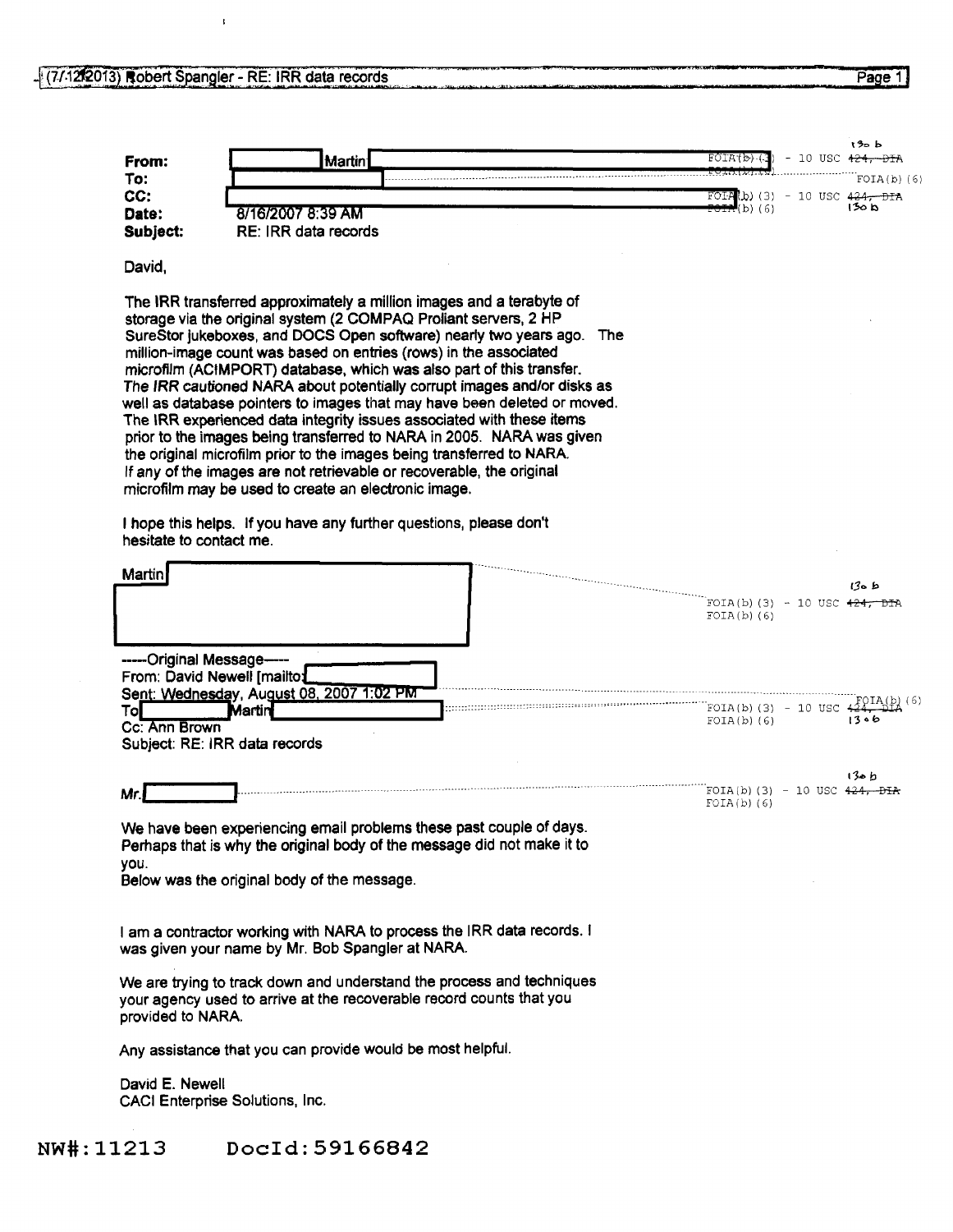(7/12/2013) Robert Spangler - RE: IRR data records

| | | |
|---|---|---|
| **From:** | Martin | FOIA(b)(3) - 10 USC 424, DIA FOIA(b)(6) |
| **To:** | | FOIA(b)(6) |
| **CC:** | | FOIA(b)(3) - 10 USC 424, DIA FOIA(b)(6) |
| **Date:** | 8/16/2007 8:39 AM | |
| **Subject:** | RE: IRR data records | |

David,

The IRR transferred approximately a million images and a terabyte of storage via the original system (2 COMPAQ Proliant servers, 2 HP SureStor jukeboxes, and DOCS Open software) nearly two years ago. The million-image count was based on entries (rows) in the associated microfilm (ACIMPORT) database, which was also part of this transfer. The IRR cautioned NARA about potentially corrupt images and/or disks as well as database pointers to images that may have been deleted or moved. The IRR experienced data integrity issues associated with these items prior to the images being transferred to NARA in 2005. NARA was given the original microfilm prior to the images being transferred to NARA. If any of the images are not retrievable or recoverable, the original microfilm may be used to create an electronic image.

I hope this helps. If you have any further questions, please don't hesitate to contact me.

Martin

FOIA(b)(3) - 10 USC 424, DIA
FOIA(b)(6)

-----Original Message-----
From: David Newell [mailto: ] FOIA(b)(6)
Sent: Wednesday, August 08, 2007 1:02 PM
To: Martin FOIA(b)(3) - 10 USC 424, DIA FOIA(b)(6)
Cc: Ann Brown
Subject: RE: IRR data records

Mr. FOIA(b)(3) - 10 USC 424, DIA FOIA(b)(6)

We have been experiencing email problems these past couple of days. Perhaps that is why the original body of the message did not make it to you.
Below was the original body of the message.

I am a contractor working with NARA to process the IRR data records. I was given your name by Mr. Bob Spangler at NARA.

We are trying to track down and understand the process and techniques your agency used to arrive at the recoverable record counts that you provided to NARA.

Any assistance that you can provide would be most helpful.

David E. Newell
CACI Enterprise Solutions, Inc.

NW#: 11213 DocId: 59166842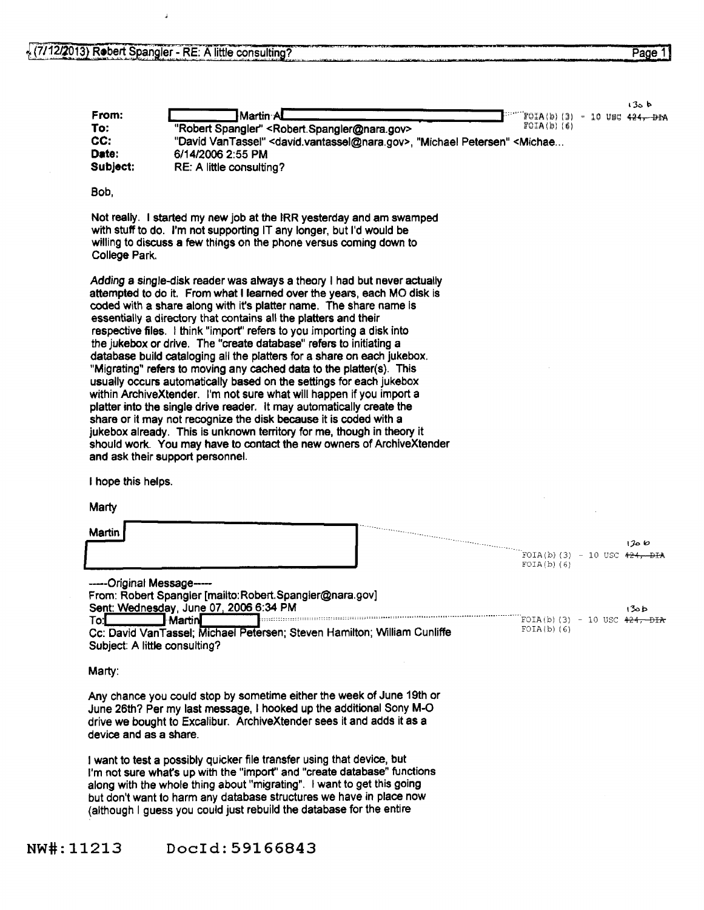From: [redacted] Martin A [redacted] FOIA(b)(3) - 10 USC 424, DIA FOIA(b)(6)
To: "Robert Spangler" <Robert.Spangler@nara.gov>
CC: "David VanTassel" <david.vantassel@nara.gov>, "Michael Petersen" <Michae...
Date: 6/14/2006 2:55 PM
Subject: RE: A little consulting?

Bob,

Not really. I started my new job at the IRR yesterday and am swamped with stuff to do. I'm not supporting IT any longer, but I'd would be willing to discuss a few things on the phone versus coming down to College Park.

Adding a single-disk reader was always a theory I had but never actually attempted to do it. From what I learned over the years, each MO disk is coded with a share along with it's platter name. The share name is essentially a directory that contains all the platters and their respective files. I think "import" refers to you importing a disk into the jukebox or drive. The "create database" refers to initiating a database build cataloging all the platters for a share on each jukebox. "Migrating" refers to moving any cached data to the platter(s). This usually occurs automatically based on the settings for each jukebox within ArchiveXtender. I'm not sure what will happen if you import a platter into the single drive reader. It may automatically create the share or it may not recognize the disk because it is coded with a jukebox already. This is unknown territory for me, though in theory it should work. You may have to contact the new owners of ArchiveXtender and ask their support personnel.

I hope this helps.

Marty

Martin [redacted]

FOIA(b)(3) - 10 USC 424, DIA FOIA(b)(6)

-----Original Message-----
From: Robert Spangler [mailto:Robert.Spangler@nara.gov]
Sent: Wednesday, June 07, 2006 6:34 PM
To: [redacted] Martin [redacted] FOIA(b)(3) - 10 USC 424, DIA FOIA(b)(6)
Cc: David VanTassel; Michael Petersen; Steven Hamilton; William Cunliffe
Subject: A little consulting?

Marty:

Any chance you could stop by sometime either the week of June 19th or June 26th? Per my last message, I hooked up the additional Sony M-O drive we bought to Excalibur. ArchiveXtender sees it and adds it as a device and as a share.

I want to test a possibly quicker file transfer using that device, but I'm not sure what's up with the "import" and "create database" functions along with the whole thing about "migrating". I want to get this going but don't want to harm any database structures we have in place now (although I guess you could just rebuild the database for the entire

NW#:11213 DocId:59166843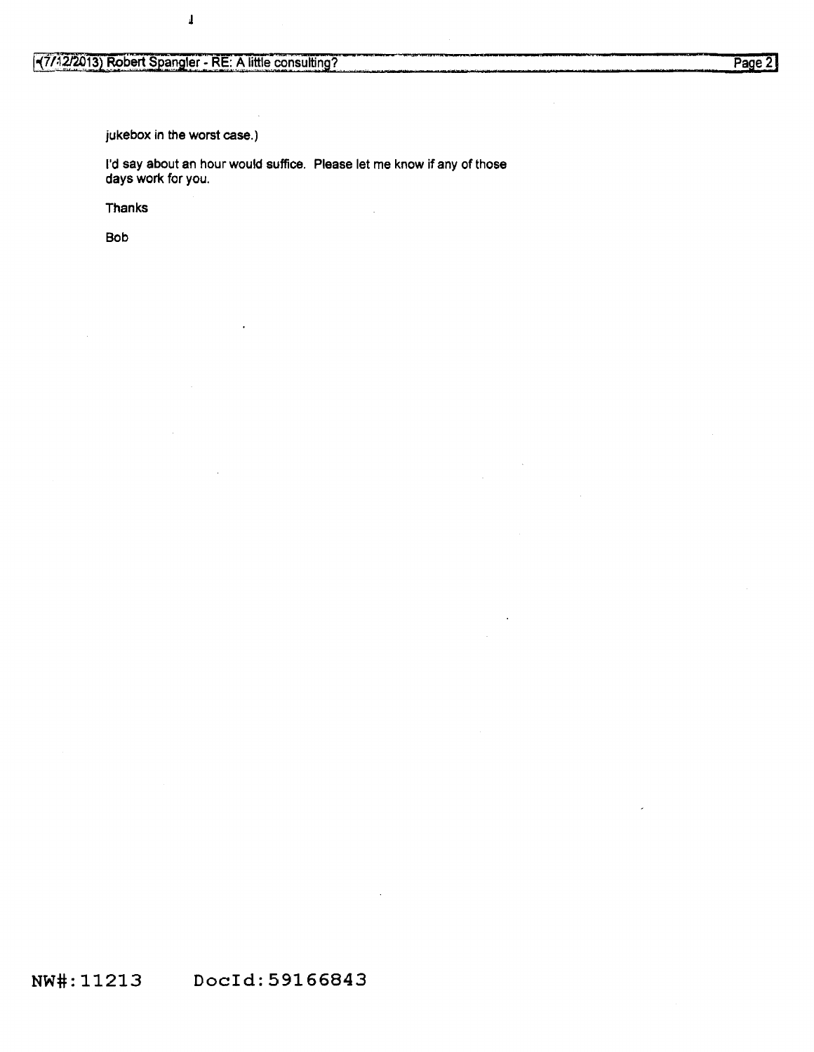jukebox in the worst case.)

I'd say about an hour would suffice. Please let me know if any of those days work for you.

Thanks

Bob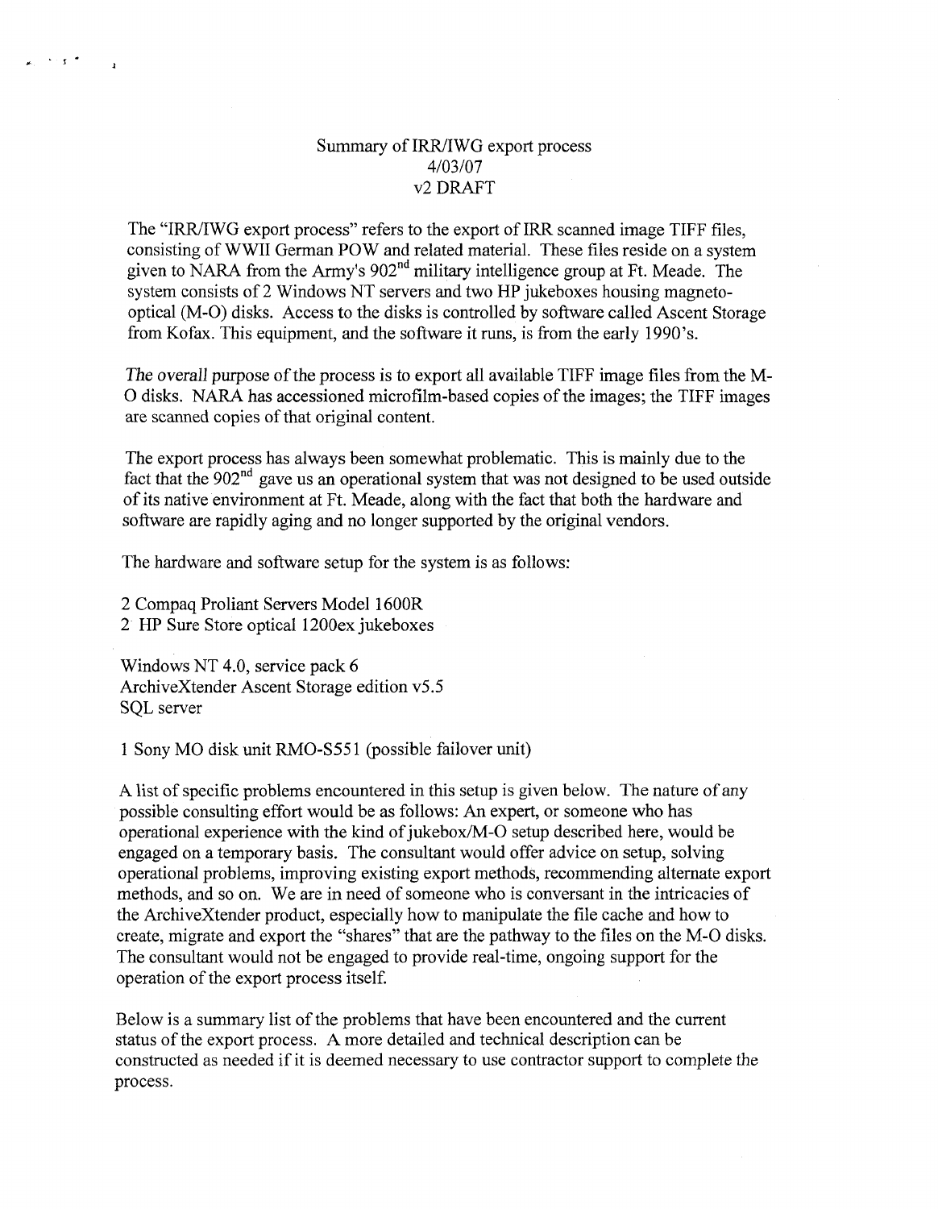Summary of IRR/IWG export process
4/03/07
v2 DRAFT

The "IRR/IWG export process" refers to the export of IRR scanned image TIFF files, consisting of WWII German POW and related material. These files reside on a system given to NARA from the Army's 902[nd] military intelligence group at Ft. Meade. The system consists of 2 Windows NT servers and two HP jukeboxes housing magneto-optical (M-O) disks. Access to the disks is controlled by software called Ascent Storage from Kofax. This equipment, and the software it runs, is from the early 1990's.

The overall purpose of the process is to export all available TIFF image files from the M-O disks. NARA has accessioned microfilm-based copies of the images; the TIFF images are scanned copies of that original content.

The export process has always been somewhat problematic. This is mainly due to the fact that the 902[nd] gave us an operational system that was not designed to be used outside of its native environment at Ft. Meade, along with the fact that both the hardware and software are rapidly aging and no longer supported by the original vendors.

The hardware and software setup for the system is as follows:

2 Compaq Proliant Servers Model 1600R
2 HP Sure Store optical 1200ex jukeboxes

Windows NT 4.0, service pack 6
ArchiveXtender Ascent Storage edition v5.5
SQL server

1 Sony MO disk unit RMO-S551 (possible failover unit)

A list of specific problems encountered in this setup is given below. The nature of any possible consulting effort would be as follows: An expert, or someone who has operational experience with the kind of jukebox/M-O setup described here, would be engaged on a temporary basis. The consultant would offer advice on setup, solving operational problems, improving existing export methods, recommending alternate export methods, and so on. We are in need of someone who is conversant in the intricacies of the ArchiveXtender product, especially how to manipulate the file cache and how to create, migrate and export the "shares" that are the pathway to the files on the M-O disks. The consultant would not be engaged to provide real-time, ongoing support for the operation of the export process itself.

Below is a summary list of the problems that have been encountered and the current status of the export process. A more detailed and technical description can be constructed as needed if it is deemed necessary to use contractor support to complete the process.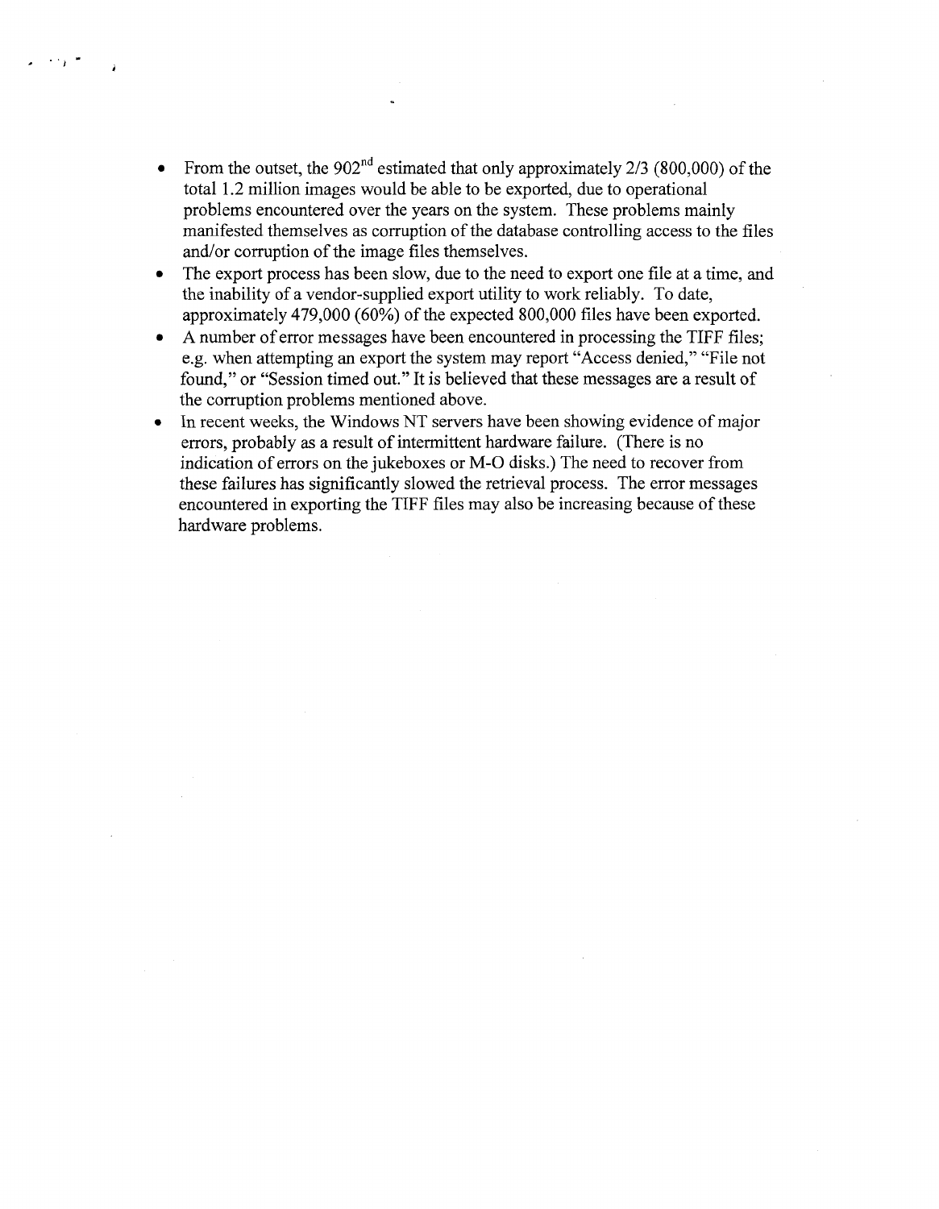- From the outset, the 902nd estimated that only approximately 2/3 (800,000) of the total 1.2 million images would be able to be exported, due to operational problems encountered over the years on the system. These problems mainly manifested themselves as corruption of the database controlling access to the files and/or corruption of the image files themselves.
- The export process has been slow, due to the need to export one file at a time, and the inability of a vendor-supplied export utility to work reliably. To date, approximately 479,000 (60%) of the expected 800,000 files have been exported.
- A number of error messages have been encountered in processing the TIFF files; e.g. when attempting an export the system may report "Access denied," "File not found," or "Session timed out." It is believed that these messages are a result of the corruption problems mentioned above.
- In recent weeks, the Windows NT servers have been showing evidence of major errors, probably as a result of intermittent hardware failure. (There is no indication of errors on the jukeboxes or M-O disks.) The need to recover from these failures has significantly slowed the retrieval process. The error messages encountered in exporting the TIFF files may also be increasing because of these hardware problems.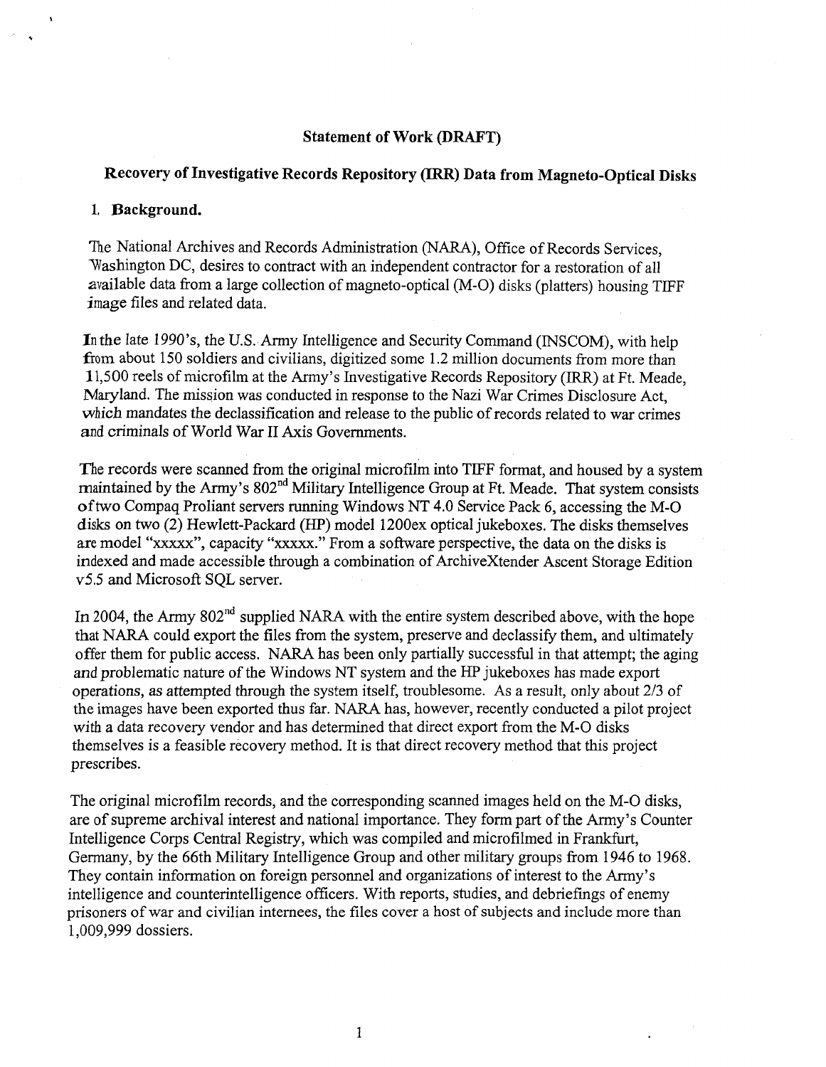## Statement of Work (DRAFT)

## Recovery of Investigative Records Repository (IRR) Data from Magneto-Optical Disks

### 1. Background.

The National Archives and Records Administration (NARA), Office of Records Services, Washington DC, desires to contract with an independent contractor for a restoration of all available data from a large collection of magneto-optical (M-O) disks (platters) housing TIFF image files and related data.

In the late 1990's, the U.S. Army Intelligence and Security Command (INSCOM), with help from about 150 soldiers and civilians, digitized some 1.2 million documents from more than 11,500 reels of microfilm at the Army's Investigative Records Repository (IRR) at Ft. Meade, Maryland. The mission was conducted in response to the Nazi War Crimes Disclosure Act, which mandates the declassification and release to the public of records related to war crimes and criminals of World War II Axis Governments.

The records were scanned from the original microfilm into TIFF format, and housed by a system maintained by the Army's 802nd Military Intelligence Group at Ft. Meade. That system consists of two Compaq Proliant servers running Windows NT 4.0 Service Pack 6, accessing the M-O disks on two (2) Hewlett-Packard (HP) model 1200ex optical jukeboxes. The disks themselves are model "xxxxx", capacity "xxxxx." From a software perspective, the data on the disks is indexed and made accessible through a combination of ArchiveXtender Ascent Storage Edition v5.5 and Microsoft SQL server.

In 2004, the Army 802nd supplied NARA with the entire system described above, with the hope that NARA could export the files from the system, preserve and declassify them, and ultimately offer them for public access. NARA has been only partially successful in that attempt; the aging and problematic nature of the Windows NT system and the HP jukeboxes has made export operations, as attempted through the system itself, troublesome. As a result, only about 2/3 of the images have been exported thus far. NARA has, however, recently conducted a pilot project with a data recovery vendor and has determined that direct export from the M-O disks themselves is a feasible recovery method. It is that direct recovery method that this project prescribes.

The original microfilm records, and the corresponding scanned images held on the M-O disks, are of supreme archival interest and national importance. They form part of the Army's Counter Intelligence Corps Central Registry, which was compiled and microfilmed in Frankfurt, Germany, by the 66th Military Intelligence Group and other military groups from 1946 to 1968. They contain information on foreign personnel and organizations of interest to the Army's intelligence and counterintelligence officers. With reports, studies, and debriefings of enemy prisoners of war and civilian internees, the files cover a host of subjects and include more than 1,009,999 dossiers.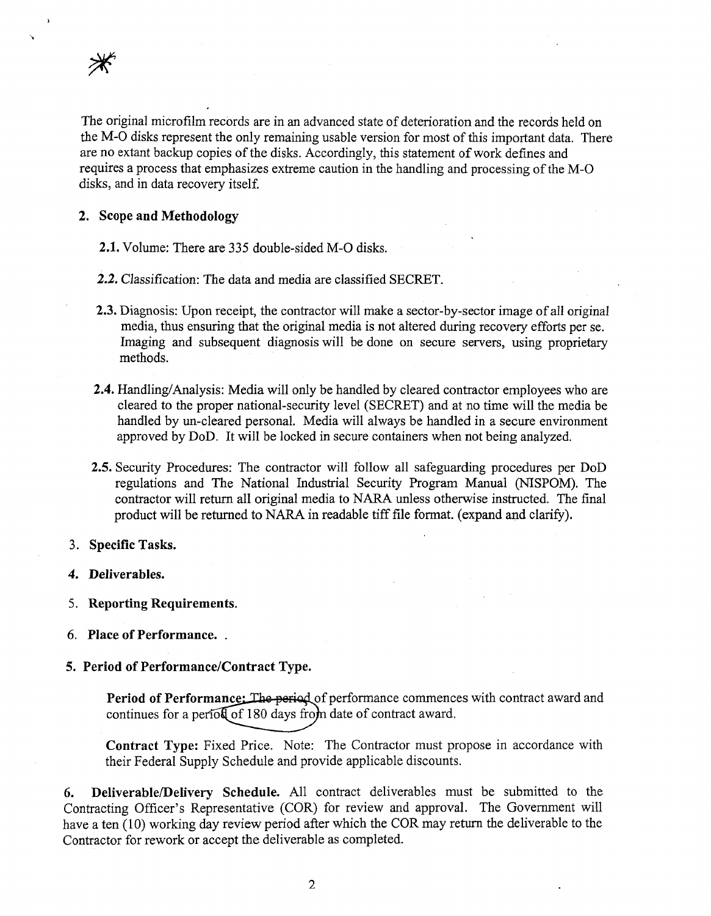The original microfilm records are in an advanced state of deterioration and the records held on the M-O disks represent the only remaining usable version for most of this important data. There are no extant backup copies of the disks. Accordingly, this statement of work defines and requires a process that emphasizes extreme caution in the handling and processing of the M-O disks, and in data recovery itself.

## 2. Scope and Methodology

**2.1.** Volume: There are 335 double-sided M-O disks.

***2.2.*** Classification: The data and media are classified SECRET.

**2.3.** Diagnosis: Upon receipt, the contractor will make a sector-by-sector image of all original media, thus ensuring that the original media is not altered during recovery efforts per se. Imaging and subsequent diagnosis will be done on secure servers, using proprietary methods.

**2.4.** Handling/Analysis: Media will only be handled by cleared contractor employees who are cleared to the proper national-security level (SECRET) and at no time will the media be handled by un-cleared personal. Media will always be handled in a secure environment approved by DoD. It will be locked in secure containers when not being analyzed.

**2.5.** Security Procedures: The contractor will follow all safeguarding procedures per DoD regulations and The National Industrial Security Program Manual (NISPOM). The contractor will return all original media to NARA unless otherwise instructed. The final product will be returned to NARA in readable tiff file format. (expand and clarify).

3. **Specific Tasks.**

***4. Deliverables.***

5. **Reporting Requirements.**

6. **Place of Performance.** .

**5. Period of Performance/Contract Type.**

**Period of Performance:** ~~The period~~ of performance commences with contract award and continues for a period of 180 days from date of contract award.

**Contract Type:** Fixed Price. Note: The Contractor must propose in accordance with their Federal Supply Schedule and provide applicable discounts.

**6. Deliverable/Delivery Schedule.** All contract deliverables must be submitted to the Contracting Officer's Representative (COR) for review and approval. The Government will have a ten (10) working day review period after which the COR may return the deliverable to the Contractor for rework or accept the deliverable as completed.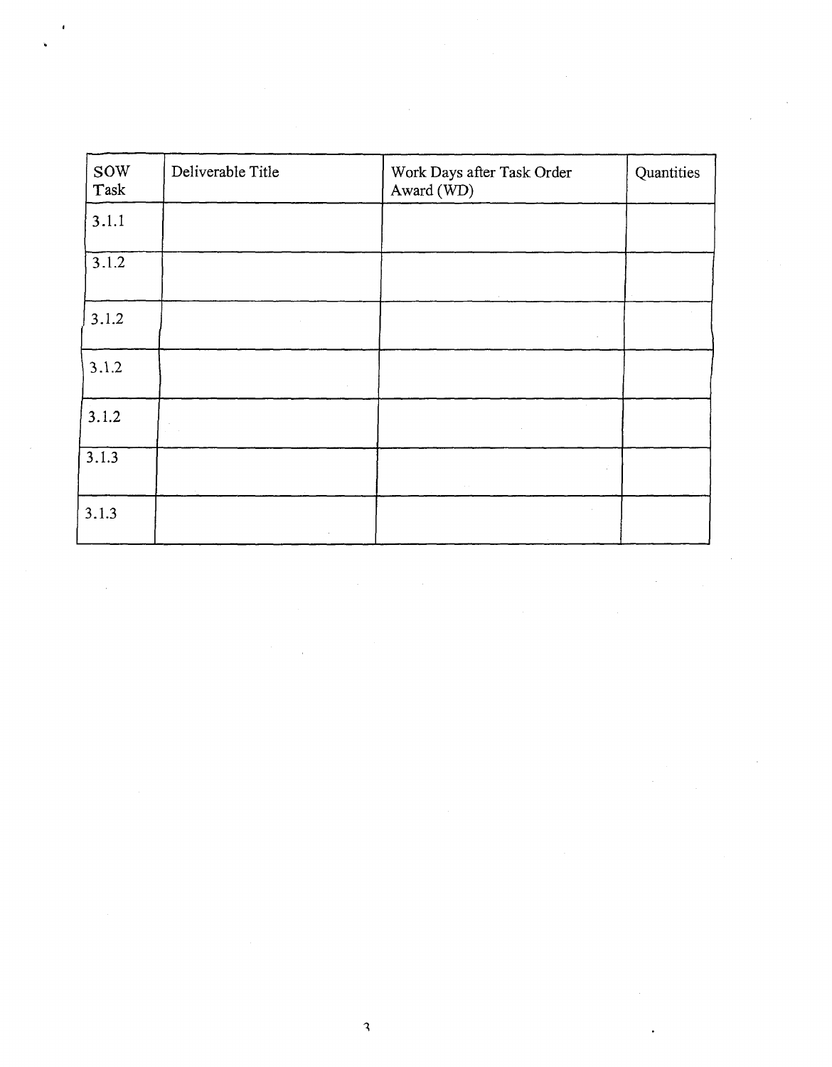| SOW Task | Deliverable Title | Work Days after Task Order Award (WD) | Quantities |
|---|---|---|---|
| 3.1.1 | | | |
| 3.1.2 | | | |
| 3.1.2 | | | |
| 3.1.2 | | | |
| 3.1.2 | | | |
| 3.1.3 | | | |
| 3.1.3 | | | |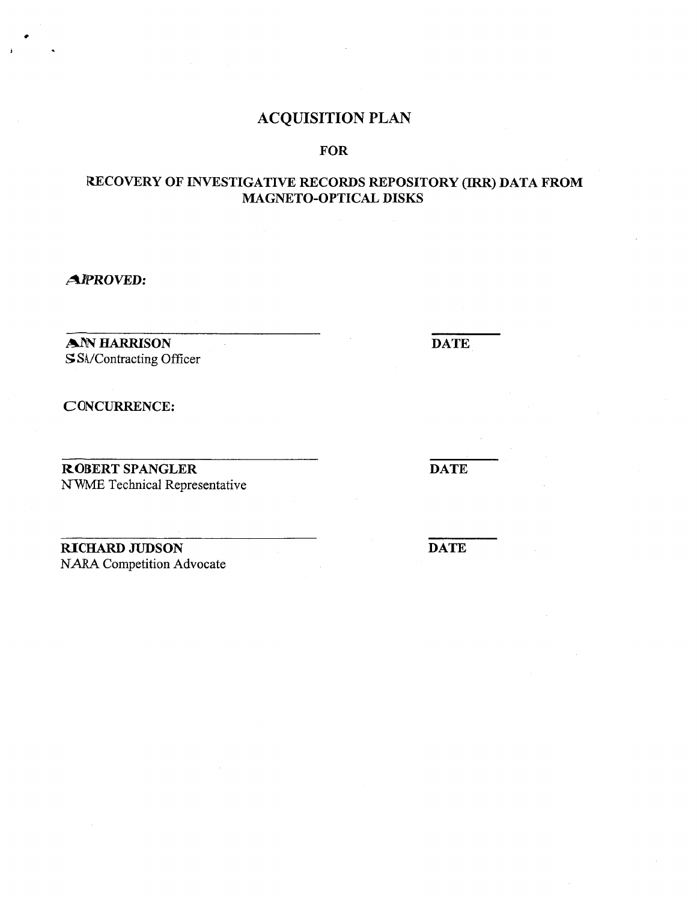# ACQUISITION PLAN

**FOR**

**RECOVERY OF INVESTIGATIVE RECORDS REPOSITORY (IRR) DATA FROM MAGNETO-OPTICAL DISKS**

***APPROVED:***

______________________________ ________

**ANN HARRISON** **DATE**
SSA/Contracting Officer

**CONCURRENCE:**

______________________________ ________

**ROBERT SPANGLER** **DATE**
NWME Technical Representative

______________________________ ________

**RICHARD JUDSON** **DATE**
NARA Competition Advocate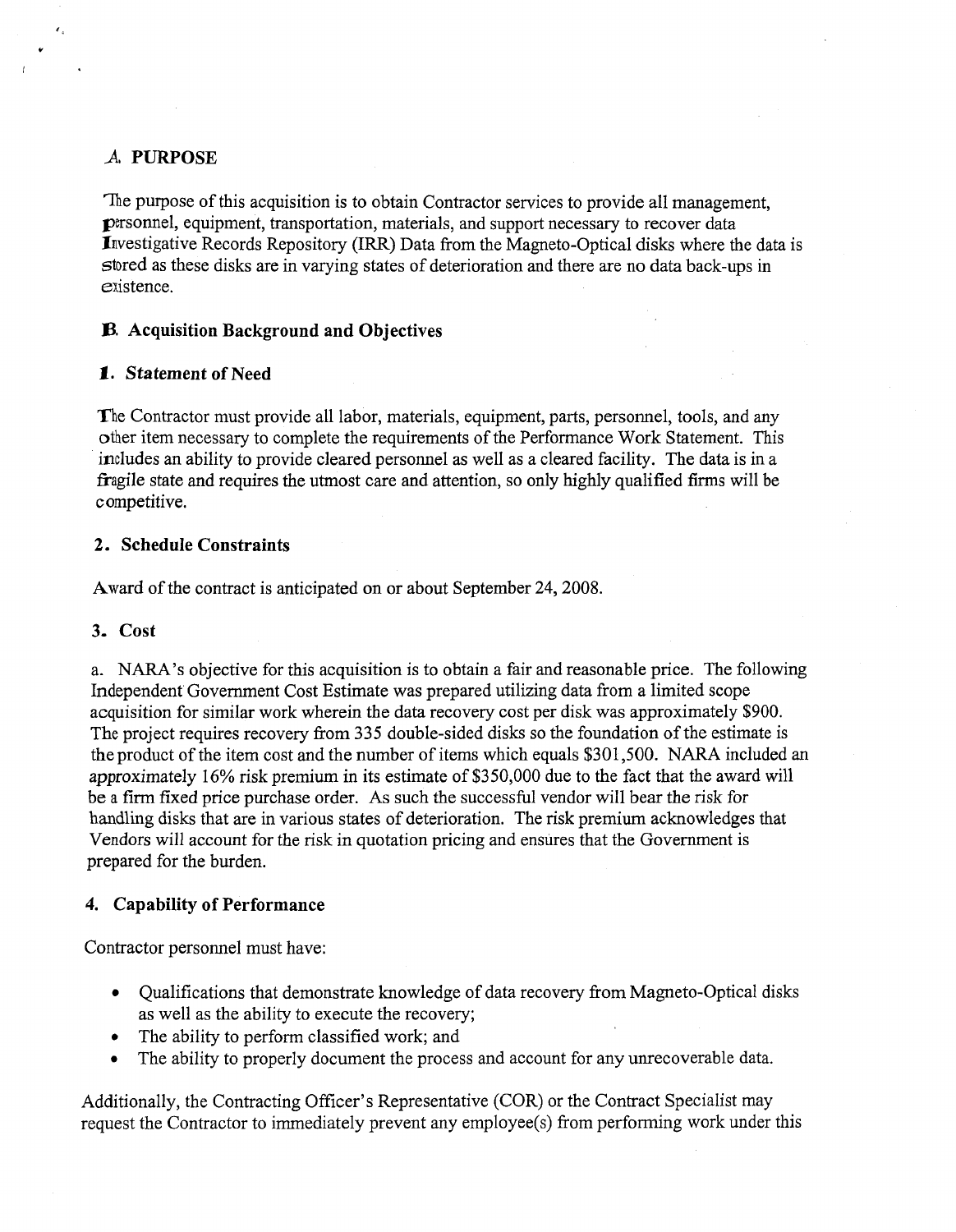## A. PURPOSE

The purpose of this acquisition is to obtain Contractor services to provide all management, personnel, equipment, transportation, materials, and support necessary to recover data Investigative Records Repository (IRR) Data from the Magneto-Optical disks where the data is stored as these disks are in varying states of deterioration and there are no data back-ups in existence.

## B. Acquisition Background and Objectives

### 1. *Statement of Need*

The Contractor must provide all labor, materials, equipment, parts, personnel, tools, and any other item necessary to complete the requirements of the Performance Work Statement. This includes an ability to provide cleared personnel as well as a cleared facility. The data is in a fragile state and requires the utmost care and attention, so only highly qualified firms will be competitive.

### 2. Schedule Constraints

Award of the contract is anticipated on or about September 24, 2008.

### 3. Cost

a. NARA's objective for this acquisition is to obtain a fair and reasonable price. The following Independent Government Cost Estimate was prepared utilizing data from a limited scope acquisition for similar work wherein the data recovery cost per disk was approximately $900. The project requires recovery from 335 double-sided disks so the foundation of the estimate is the product of the item cost and the number of items which equals $301,500. NARA included an approximately 16% risk premium in its estimate of $350,000 due to the fact that the award will be a firm fixed price purchase order. As such the successful vendor will bear the risk for handling disks that are in various states of deterioration. The risk premium acknowledges that Vendors will account for the risk in quotation pricing and ensures that the Government is prepared for the burden.

### 4. Capability of Performance

Contractor personnel must have:

- Qualifications that demonstrate knowledge of data recovery from Magneto-Optical disks as well as the ability to execute the recovery;
- The ability to perform classified work; and
- The ability to properly document the process and account for any unrecoverable data.

Additionally, the Contracting Officer's Representative (COR) or the Contract Specialist may request the Contractor to immediately prevent any employee(s) from performing work under this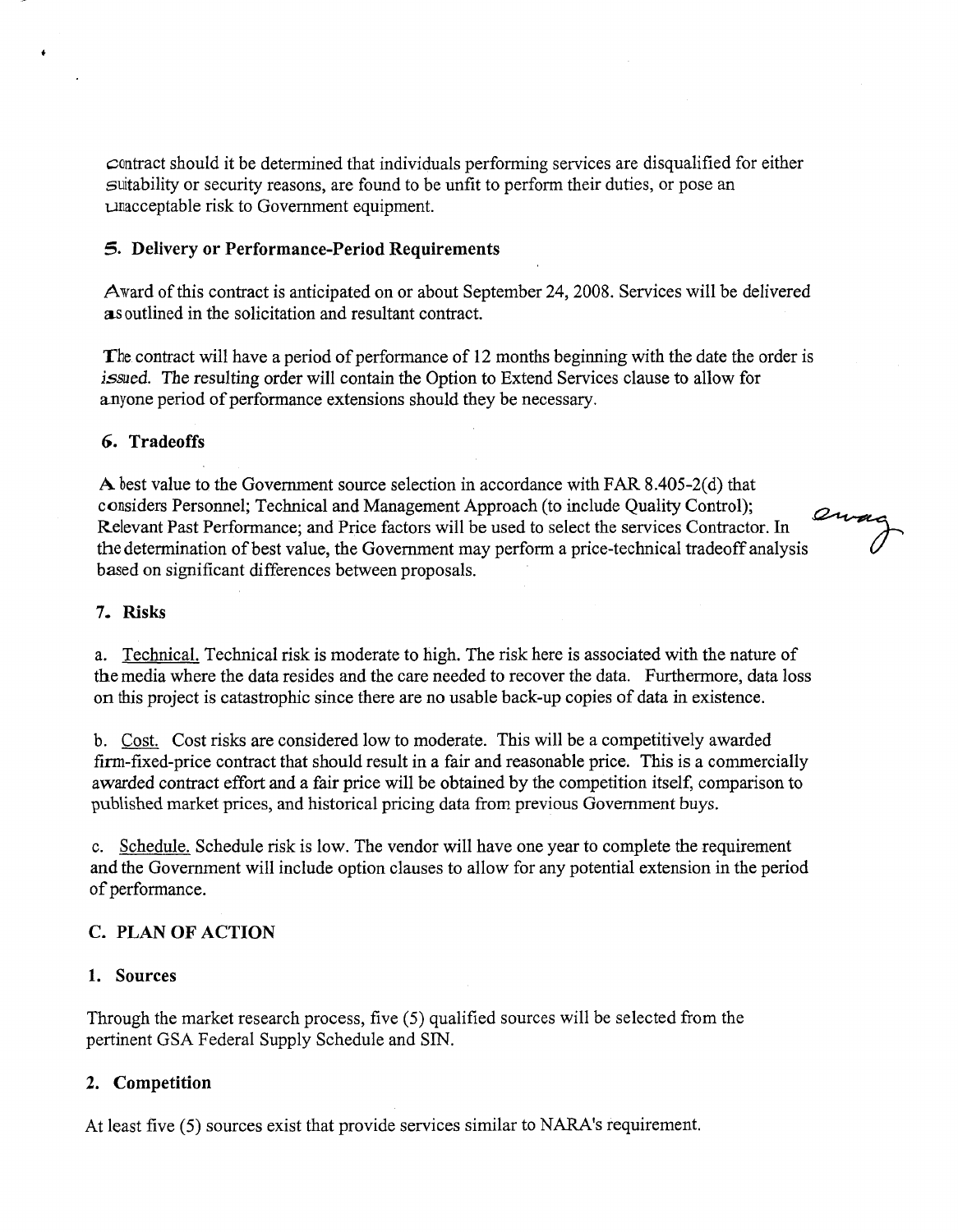contract should it be determined that individuals performing services are disqualified for either suitability or security reasons, are found to be unfit to perform their duties, or pose an unacceptable risk to Government equipment.

### 5. Delivery or Performance-Period Requirements

Award of this contract is anticipated on or about September 24, 2008. Services will be delivered as outlined in the solicitation and resultant contract.

The contract will have a period of performance of 12 months beginning with the date the order is issued. The resulting order will contain the Option to Extend Services clause to allow for anyone period of performance extensions should they be necessary.

### 6. Tradeoffs

A best value to the Government source selection in accordance with FAR 8.405-2(d) that considers Personnel; Technical and Management Approach (to include Quality Control); Relevant Past Performance; and Price factors will be used to select the services Contractor. In the determination of best value, the Government may perform a price-technical tradeoff analysis based on significant differences between proposals.

### 7. Risks

a. Technical. Technical risk is moderate to high. The risk here is associated with the nature of the media where the data resides and the care needed to recover the data. Furthermore, data loss on this project is catastrophic since there are no usable back-up copies of data in existence.

b. Cost. Cost risks are considered low to moderate. This will be a competitively awarded firm-fixed-price contract that should result in a fair and reasonable price. This is a commercially awarded contract effort and a fair price will be obtained by the competition itself, comparison to published market prices, and historical pricing data from previous Government buys.

c. Schedule. Schedule risk is low. The vendor will have one year to complete the requirement and the Government will include option clauses to allow for any potential extension in the period of performance.

## C. PLAN OF ACTION

### 1. Sources

Through the market research process, five (5) qualified sources will be selected from the pertinent GSA Federal Supply Schedule and SIN.

### 2. Competition

At least five (5) sources exist that provide services similar to NARA's requirement.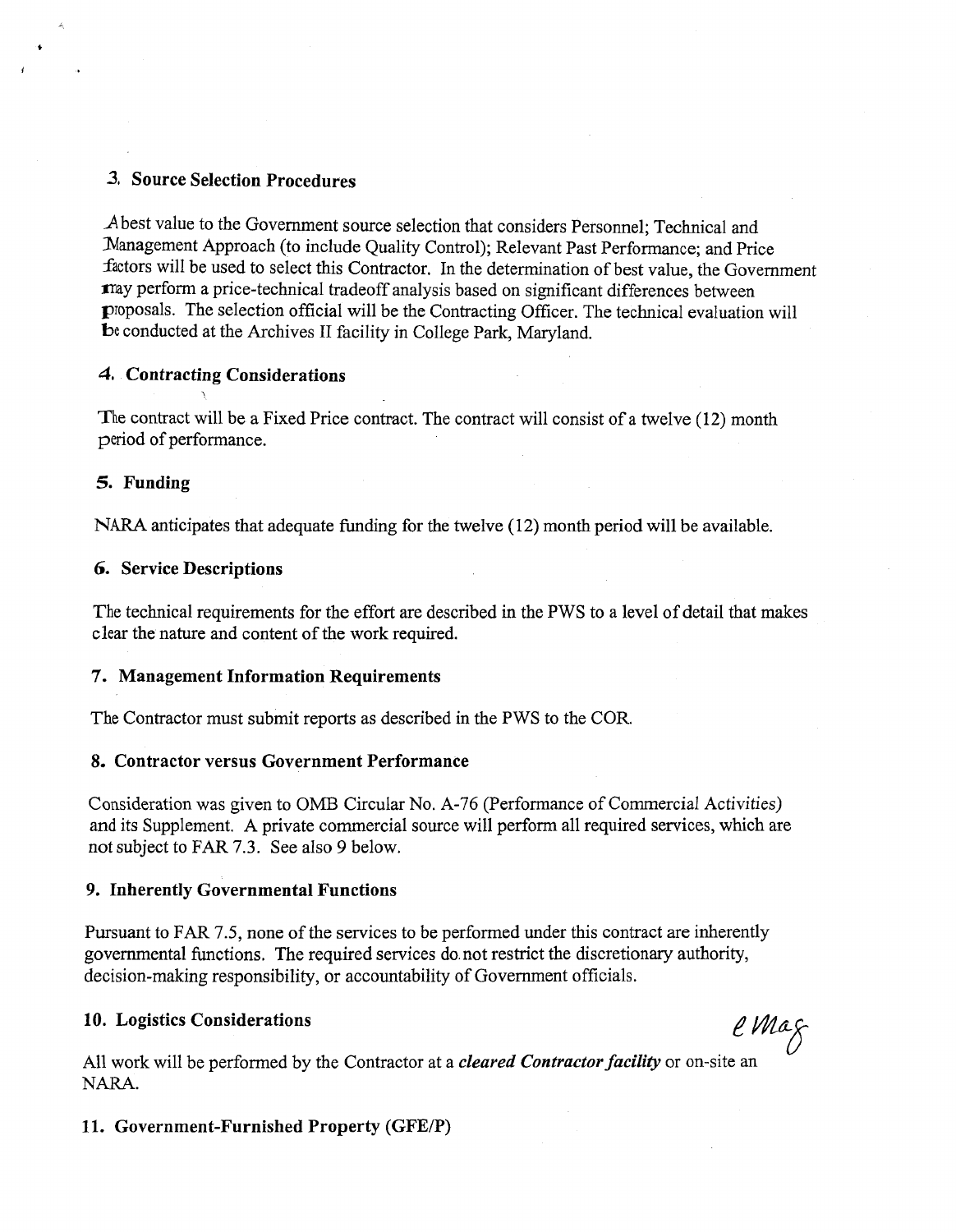### 3. Source Selection Procedures

A best value to the Government source selection that considers Personnel; Technical and Management Approach (to include Quality Control); Relevant Past Performance; and Price factors will be used to select this Contractor. In the determination of best value, the Government may perform a price-technical tradeoff analysis based on significant differences between proposals. The selection official will be the Contracting Officer. The technical evaluation will be conducted at the Archives II facility in College Park, Maryland.

### 4. Contracting Considerations

The contract will be a Fixed Price contract. The contract will consist of a twelve (12) month period of performance.

### 5. Funding

NARA anticipates that adequate funding for the twelve (12) month period will be available.

### 6. Service Descriptions

The technical requirements for the effort are described in the PWS to a level of detail that makes clear the nature and content of the work required.

### 7. Management Information Requirements

The Contractor must submit reports as described in the PWS to the COR.

### 8. Contractor versus Government Performance

Consideration was given to OMB Circular No. A-76 (Performance of Commercial *Activities)* and its Supplement. A private commercial source will perform all required services, which are not subject to FAR 7.3. See also 9 below.

### 9. Inherently Governmental Functions

Pursuant to FAR 7.5, none of the services to be performed under this contract are inherently governmental functions. The required services do not restrict the discretionary authority, decision-making responsibility, or accountability of Government officials.

### 10. Logistics Considerations

e Mag

All work will be performed by the Contractor at a ***cleared Contractor facility*** or on-site an NARA.

### 11. Government-Furnished Property (GFE/P)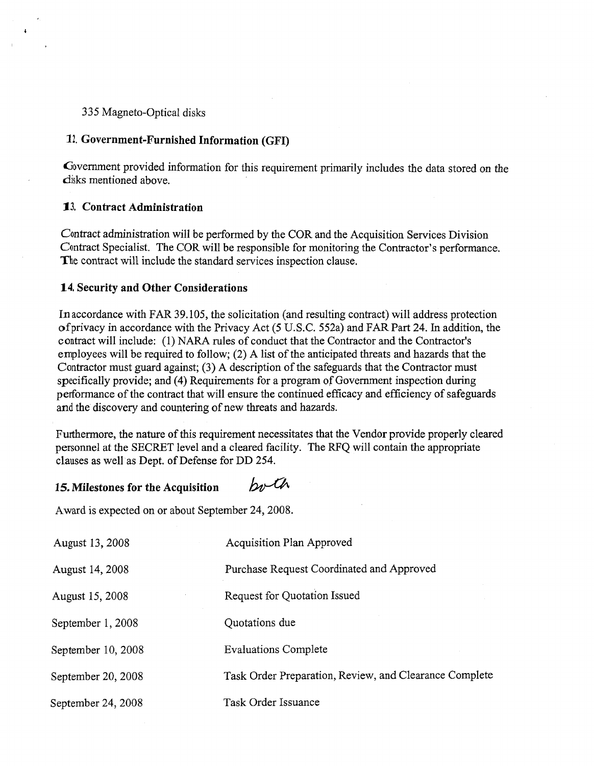335 Magneto-Optical disks

### 12. Government-Furnished Information (GFI)

Government provided information for this requirement primarily includes the data stored on the disks mentioned above.

### 13. Contract Administration

Contract administration will be performed by the COR and the Acquisition Services Division Contract Specialist. The COR will be responsible for monitoring the Contractor's performance. The contract will include the standard services inspection clause.

### 14. Security and Other Considerations

In accordance with FAR 39.105, the solicitation (and resulting contract) will address protection of privacy in accordance with the Privacy Act (5 U.S.C. 552a) and FAR Part 24. In addition, the contract will include: (1) NARA rules of conduct that the Contractor and the Contractor's employees will be required to follow; (2) A list of the anticipated threats and hazards that the Contractor must guard against; (3) A description of the safeguards that the Contractor must specifically provide; and (4) Requirements for a program of Government inspection during performance of the contract that will ensure the continued efficacy and efficiency of safeguards and the discovery and countering of new threats and hazards.

Furthermore, the nature of this requirement necessitates that the Vendor provide properly cleared personnel at the SECRET level and a cleared facility. The RFQ will contain the appropriate clauses as well as Dept. of Defense for DD 254.

### 15. Milestones for the Acquisition

both

Award is expected on or about September 24, 2008.

| | |
|---|---|
| August 13, 2008 | Acquisition Plan Approved |
| August 14, 2008 | Purchase Request Coordinated and Approved |
| August 15, 2008 | Request for Quotation Issued |
| September 1, 2008 | Quotations due |
| September 10, 2008 | Evaluations Complete |
| September 20, 2008 | Task Order Preparation, Review, and Clearance Complete |
| September 24, 2008 | Task Order Issuance |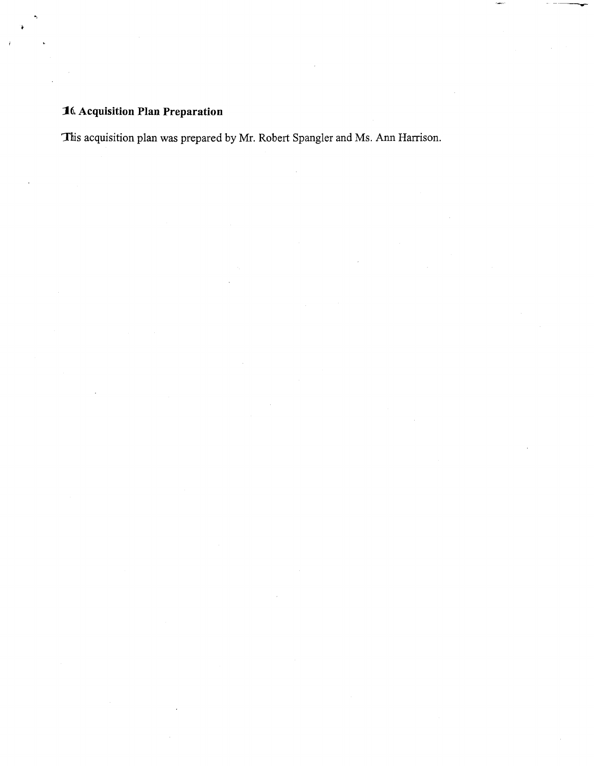## 16. Acquisition Plan Preparation

This acquisition plan was prepared by Mr. Robert Spangler and Ms. Ann Harrison.